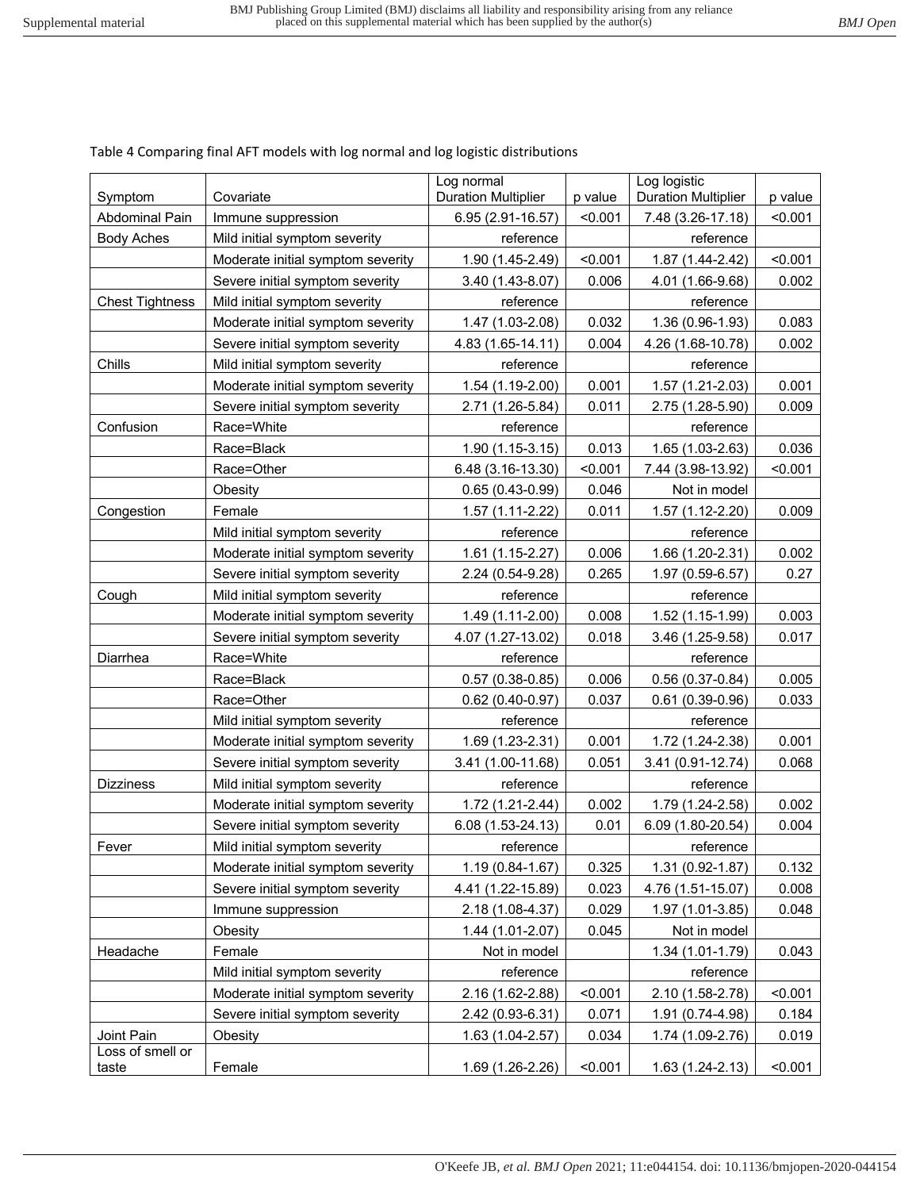Table 4 Comparing final AFT models with log normal and log logistic distributions

| Symptom | Covariate | Log normal Duration Multiplier | p value | Log logistic Duration Multiplier | p value |
|---|---|---|---|---|---|
| Abdominal Pain | Immune suppression | 6.95 (2.91-16.57) | <0.001 | 7.48 (3.26-17.18) | <0.001 |
| Body Aches | Mild initial symptom severity | reference | | reference | |
| | Moderate initial symptom severity | 1.90 (1.45-2.49) | <0.001 | 1.87 (1.44-2.42) | <0.001 |
| | Severe initial symptom severity | 3.40 (1.43-8.07) | 0.006 | 4.01 (1.66-9.68) | 0.002 |
| Chest Tightness | Mild initial symptom severity | reference | | reference | |
| | Moderate initial symptom severity | 1.47 (1.03-2.08) | 0.032 | 1.36 (0.96-1.93) | 0.083 |
| | Severe initial symptom severity | 4.83 (1.65-14.11) | 0.004 | 4.26 (1.68-10.78) | 0.002 |
| Chills | Mild initial symptom severity | reference | | reference | |
| | Moderate initial symptom severity | 1.54 (1.19-2.00) | 0.001 | 1.57 (1.21-2.03) | 0.001 |
| | Severe initial symptom severity | 2.71 (1.26-5.84) | 0.011 | 2.75 (1.28-5.90) | 0.009 |
| Confusion | Race=White | reference | | reference | |
| | Race=Black | 1.90 (1.15-3.15) | 0.013 | 1.65 (1.03-2.63) | 0.036 |
| | Race=Other | 6.48 (3.16-13.30) | <0.001 | 7.44 (3.98-13.92) | <0.001 |
| | Obesity | 0.65 (0.43-0.99) | 0.046 | Not in model | |
| Congestion | Female | 1.57 (1.11-2.22) | 0.011 | 1.57 (1.12-2.20) | 0.009 |
| | Mild initial symptom severity | reference | | reference | |
| | Moderate initial symptom severity | 1.61 (1.15-2.27) | 0.006 | 1.66 (1.20-2.31) | 0.002 |
| | Severe initial symptom severity | 2.24 (0.54-9.28) | 0.265 | 1.97 (0.59-6.57) | 0.27 |
| Cough | Mild initial symptom severity | reference | | reference | |
| | Moderate initial symptom severity | 1.49 (1.11-2.00) | 0.008 | 1.52 (1.15-1.99) | 0.003 |
| | Severe initial symptom severity | 4.07 (1.27-13.02) | 0.018 | 3.46 (1.25-9.58) | 0.017 |
| Diarrhea | Race=White | reference | | reference | |
| | Race=Black | 0.57 (0.38-0.85) | 0.006 | 0.56 (0.37-0.84) | 0.005 |
| | Race=Other | 0.62 (0.40-0.97) | 0.037 | 0.61 (0.39-0.96) | 0.033 |
| | Mild initial symptom severity | reference | | reference | |
| | Moderate initial symptom severity | 1.69 (1.23-2.31) | 0.001 | 1.72 (1.24-2.38) | 0.001 |
| | Severe initial symptom severity | 3.41 (1.00-11.68) | 0.051 | 3.41 (0.91-12.74) | 0.068 |
| Dizziness | Mild initial symptom severity | reference | | reference | |
| | Moderate initial symptom severity | 1.72 (1.21-2.44) | 0.002 | 1.79 (1.24-2.58) | 0.002 |
| | Severe initial symptom severity | 6.08 (1.53-24.13) | 0.01 | 6.09 (1.80-20.54) | 0.004 |
| Fever | Mild initial symptom severity | reference | | reference | |
| | Moderate initial symptom severity | 1.19 (0.84-1.67) | 0.325 | 1.31 (0.92-1.87) | 0.132 |
| | Severe initial symptom severity | 4.41 (1.22-15.89) | 0.023 | 4.76 (1.51-15.07) | 0.008 |
| | Immune suppression | 2.18 (1.08-4.37) | 0.029 | 1.97 (1.01-3.85) | 0.048 |
| | Obesity | 1.44 (1.01-2.07) | 0.045 | Not in model | |
| Headache | Female | Not in model | | 1.34 (1.01-1.79) | 0.043 |
| | Mild initial symptom severity | reference | | reference | |
| | Moderate initial symptom severity | 2.16 (1.62-2.88) | <0.001 | 2.10 (1.58-2.78) | <0.001 |
| | Severe initial symptom severity | 2.42 (0.93-6.31) | 0.071 | 1.91 (0.74-4.98) | 0.184 |
| Joint Pain | Obesity | 1.63 (1.04-2.57) | 0.034 | 1.74 (1.09-2.76) | 0.019 |
| Loss of smell or taste | Female | 1.69 (1.26-2.26) | <0.001 | 1.63 (1.24-2.13) | <0.001 |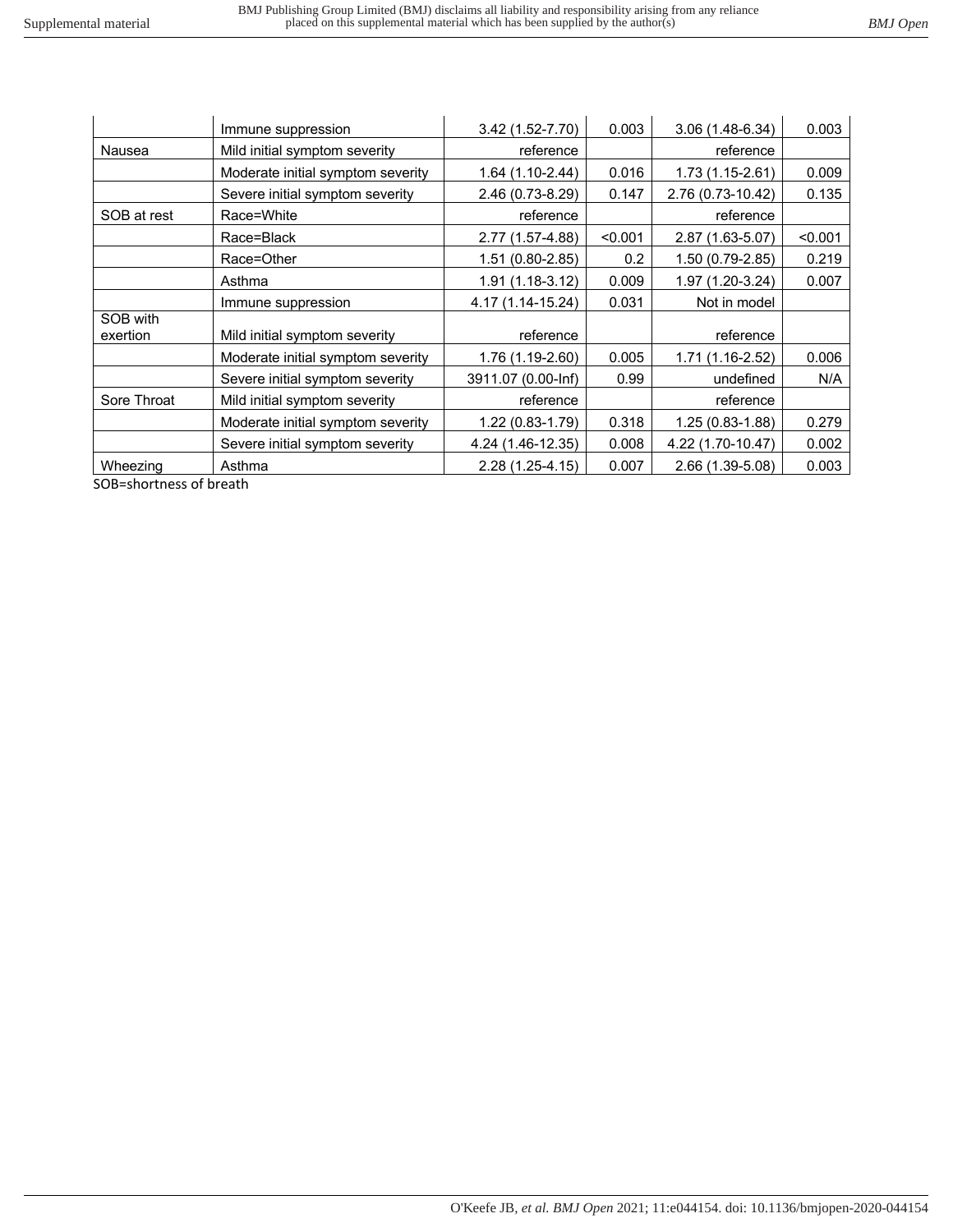| | | | | | |
|---|---|---|---|---|---|
| | Immune suppression | 3.42 (1.52-7.70) | 0.003 | 3.06 (1.48-6.34) | 0.003 |
| Nausea | Mild initial symptom severity | reference | | reference | |
| | Moderate initial symptom severity | 1.64 (1.10-2.44) | 0.016 | 1.73 (1.15-2.61) | 0.009 |
| | Severe initial symptom severity | 2.46 (0.73-8.29) | 0.147 | 2.76 (0.73-10.42) | 0.135 |
| SOB at rest | Race=White | reference | | reference | |
| | Race=Black | 2.77 (1.57-4.88) | <0.001 | 2.87 (1.63-5.07) | <0.001 |
| | Race=Other | 1.51 (0.80-2.85) | 0.2 | 1.50 (0.79-2.85) | 0.219 |
| | Asthma | 1.91 (1.18-3.12) | 0.009 | 1.97 (1.20-3.24) | 0.007 |
| | Immune suppression | 4.17 (1.14-15.24) | 0.031 | Not in model | |
| SOB with exertion | Mild initial symptom severity | reference | | reference | |
| | Moderate initial symptom severity | 1.76 (1.19-2.60) | 0.005 | 1.71 (1.16-2.52) | 0.006 |
| | Severe initial symptom severity | 3911.07 (0.00-Inf) | 0.99 | undefined | N/A |
| Sore Throat | Mild initial symptom severity | reference | | reference | |
| | Moderate initial symptom severity | 1.22 (0.83-1.79) | 0.318 | 1.25 (0.83-1.88) | 0.279 |
| | Severe initial symptom severity | 4.24 (1.46-12.35) | 0.008 | 4.22 (1.70-10.47) | 0.002 |
| Wheezing | Asthma | 2.28 (1.25-4.15) | 0.007 | 2.66 (1.39-5.08) | 0.003 |

SOB=shortness of breath